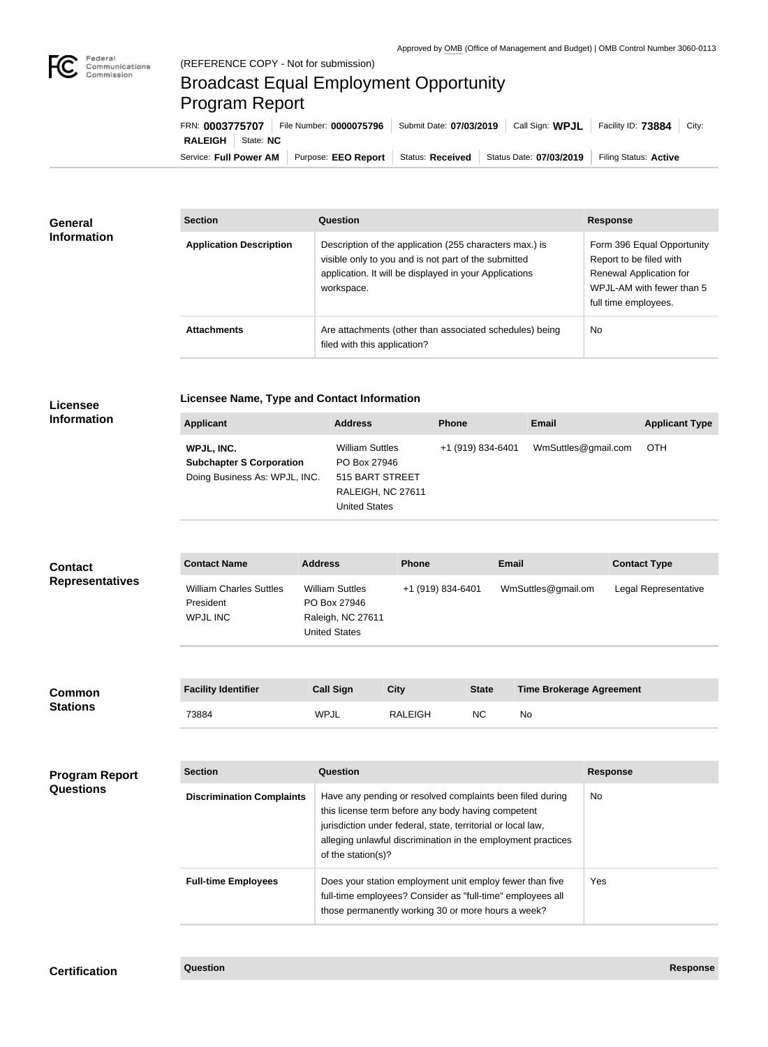Approved by OMB (Office of Management and Budget) | OMB Control Number 3060-0113

Federal Communications Commission

(REFERENCE COPY - Not for submission)

# Broadcast Equal Employment Opportunity Program Report

FRN: **0003775707** | File Number: **0000075796** | Submit Date: **07/03/2019** | Call Sign: **WPJL** | Facility ID: **73884** | City: **RALEIGH** | State: **NC**

Service: **Full Power AM** | Purpose: **EEO Report** | Status: **Received** | Status Date: **07/03/2019** | Filing Status: **Active**

## General Information

| Section | Question | Response |
| --- | --- | --- |
| **Application Description** | Description of the application (255 characters max.) is visible only to you and is not part of the submitted application. It will be displayed in your Applications workspace. | Form 396 Equal Opportunity Report to be filed with Renewal Application for WPJL-AM with fewer than 5 full time employees. |
| **Attachments** | Are attachments (other than associated schedules) being filed with this application? | No |

## Licensee Information

### Licensee Name, Type and Contact Information

| Applicant | Address | Phone | Email | Applicant Type |
| --- | --- | --- | --- | --- |
| **WPJL, INC.** **Subchapter S Corporation** Doing Business As: WPJL, INC. | William Suttles PO Box 27946 515 BART STREET RALEIGH, NC 27611 United States | +1 (919) 834-6401 | WmSuttles@gmail.com | OTH |

## Contact Representatives

| Contact Name | Address | Phone | Email | Contact Type |
| --- | --- | --- | --- | --- |
| William Charles Suttles President WPJL INC | William Suttles PO Box 27946 Raleigh, NC 27611 United States | +1 (919) 834-6401 | WmSuttles@gmail.om | Legal Representative |

## Common Stations

| Facility Identifier | Call Sign | City | State | Time Brokerage Agreement |
| --- | --- | --- | --- | --- |
| 73884 | WPJL | RALEIGH | NC | No |

## Program Report Questions

| Section | Question | Response |
| --- | --- | --- |
| **Discrimination Complaints** | Have any pending or resolved complaints been filed during this license term before any body having competent jurisdiction under federal, state, territorial or local law, alleging unlawful discrimination in the employment practices of the station(s)? | No |
| **Full-time Employees** | Does your station employment unit employ fewer than five full-time employees? Consider as "full-time" employees all those permanently working 30 or more hours a week? | Yes |

## Certification

| Question | Response |
| --- | --- |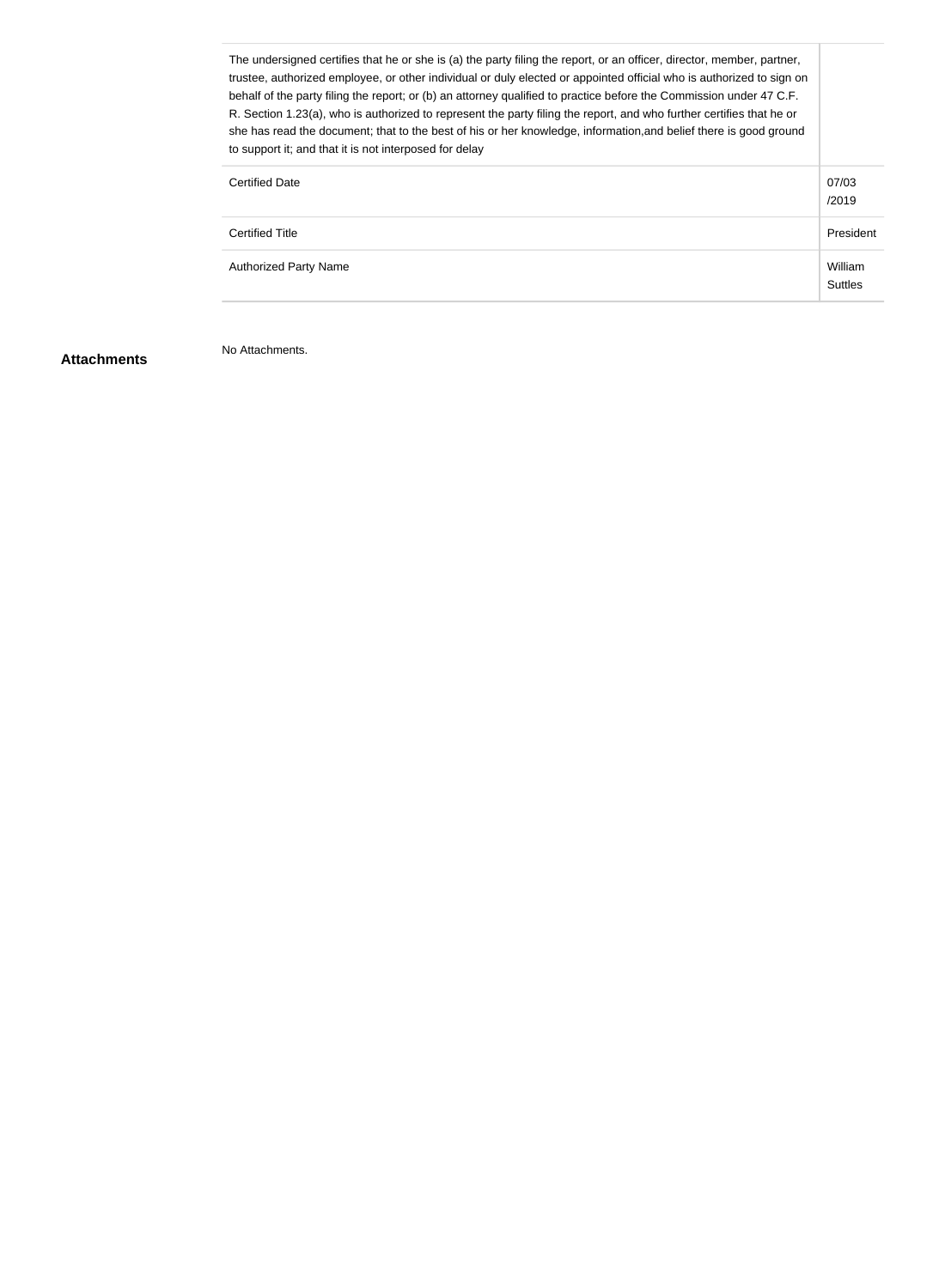| | |
|---|---|
| The undersigned certifies that he or she is (a) the party filing the report, or an officer, director, member, partner, trustee, authorized employee, or other individual or duly elected or appointed official who is authorized to sign on behalf of the party filing the report; or (b) an attorney qualified to practice before the Commission under 47 C.F. R. Section 1.23(a), who is authorized to represent the party filing the report, and who further certifies that he or she has read the document; that to the best of his or her knowledge, information,and belief there is good ground to support it; and that it is not interposed for delay | |
| Certified Date | 07/03/2019 |
| Certified Title | President |
| Authorized Party Name | William Suttles |

**Attachments**

No Attachments.